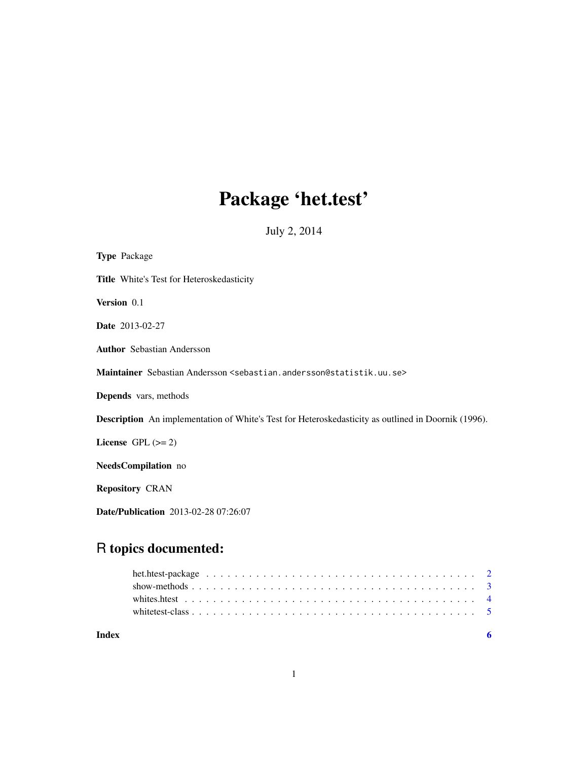# Package 'het.test'

July 2, 2014

**Type** Package

**Title** White's Test for Heteroskedasticity

**Version** 0.1

**Date** 2013-02-27

**Author** Sebastian Andersson

**Maintainer** Sebastian Andersson <sebastian.andersson@statistik.uu.se>

**Depends** vars, methods

**Description** An implementation of White's Test for Heteroskedasticity as outlined in Doornik (1996).

**License** GPL (>= 2)

**NeedsCompilation** no

**Repository** CRAN

**Date/Publication** 2013-02-28 07:26:07

## R topics documented:

het.htest-package . . . . . . . . . . . . . . . . . . . . . . . . . . . . . . . . . . . . 2
show-methods . . . . . . . . . . . . . . . . . . . . . . . . . . . . . . . . . . . . 3
whites.htest . . . . . . . . . . . . . . . . . . . . . . . . . . . . . . . . . . . . . 4
whitetest-class . . . . . . . . . . . . . . . . . . . . . . . . . . . . . . . . . . . . 5

**Index** 6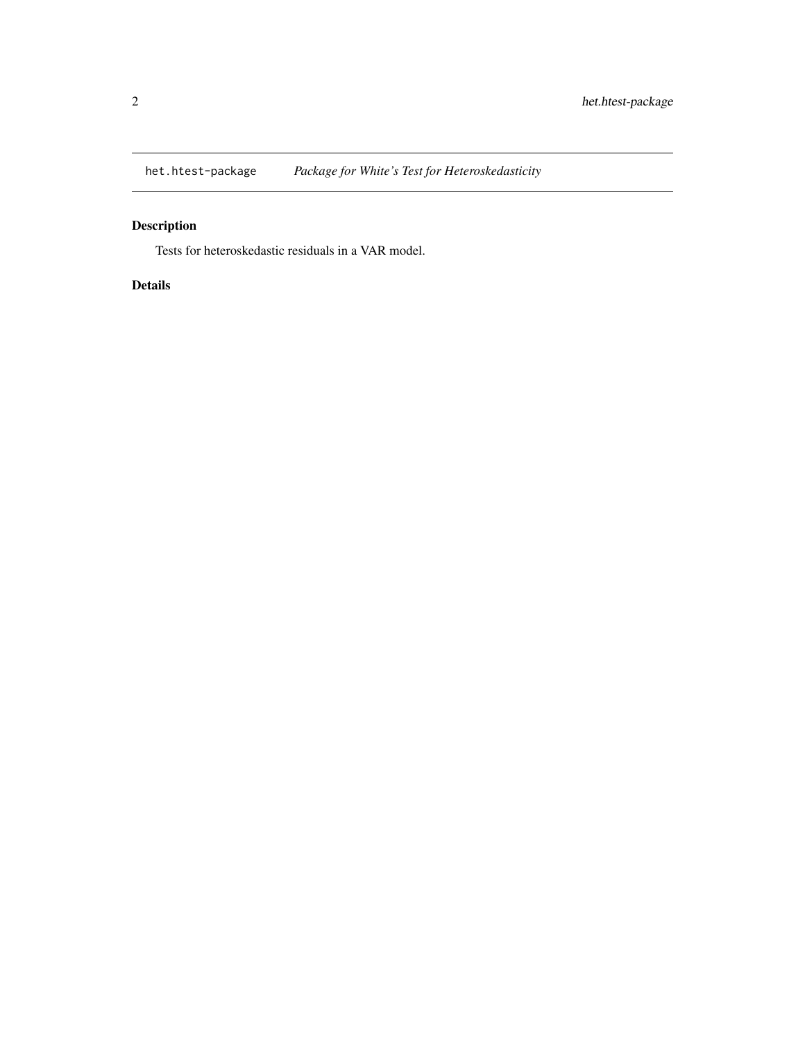`het.htest-package` *Package for White's Test for Heteroskedasticity*

## Description

Tests for heteroskedastic residuals in a VAR model.

## Details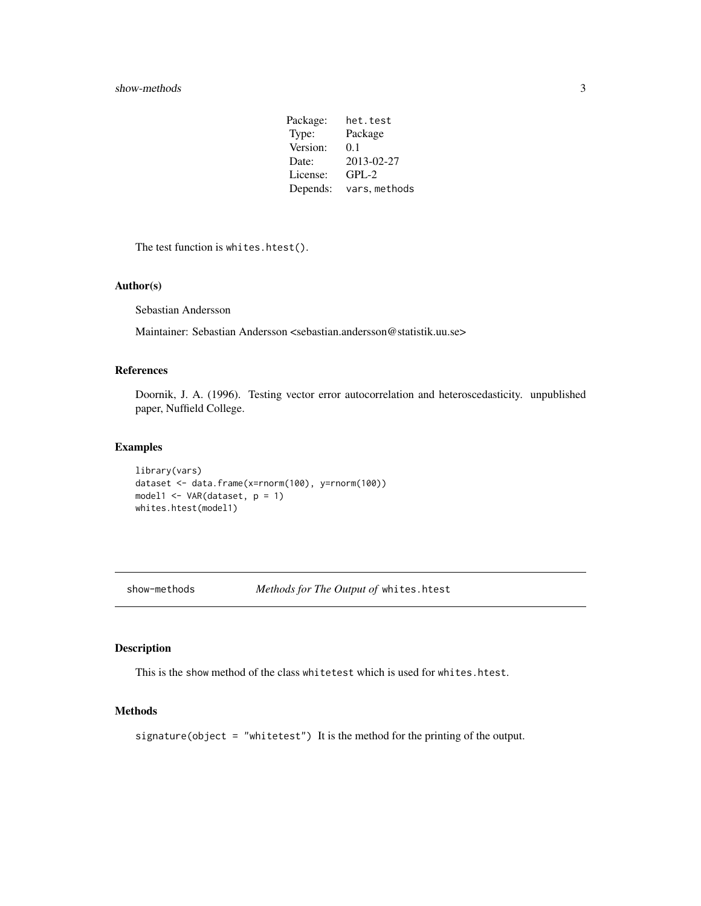| | |
|---|---|
| Package: | het.test |
| Type: | Package |
| Version: | 0.1 |
| Date: | 2013-02-27 |
| License: | GPL-2 |
| Depends: | vars, methods |

The test function is `whites.htest()`.

### Author(s)

Sebastian Andersson

Maintainer: Sebastian Andersson <sebastian.andersson@statistik.uu.se>

### References

Doornik, J. A. (1996). Testing vector error autocorrelation and heteroscedasticity. unpublished paper, Nuffield College.

### Examples

```
library(vars)
dataset <- data.frame(x=rnorm(100), y=rnorm(100))
model1 <- VAR(dataset, p = 1)
whites.htest(model1)
```

---

## show-methods *Methods for The Output of* `whites.htest`

---

### Description

This is the show method of the class `whitetest` which is used for `whites.htest`.

### Methods

`signature(object = "whitetest")` It is the method for the printing of the output.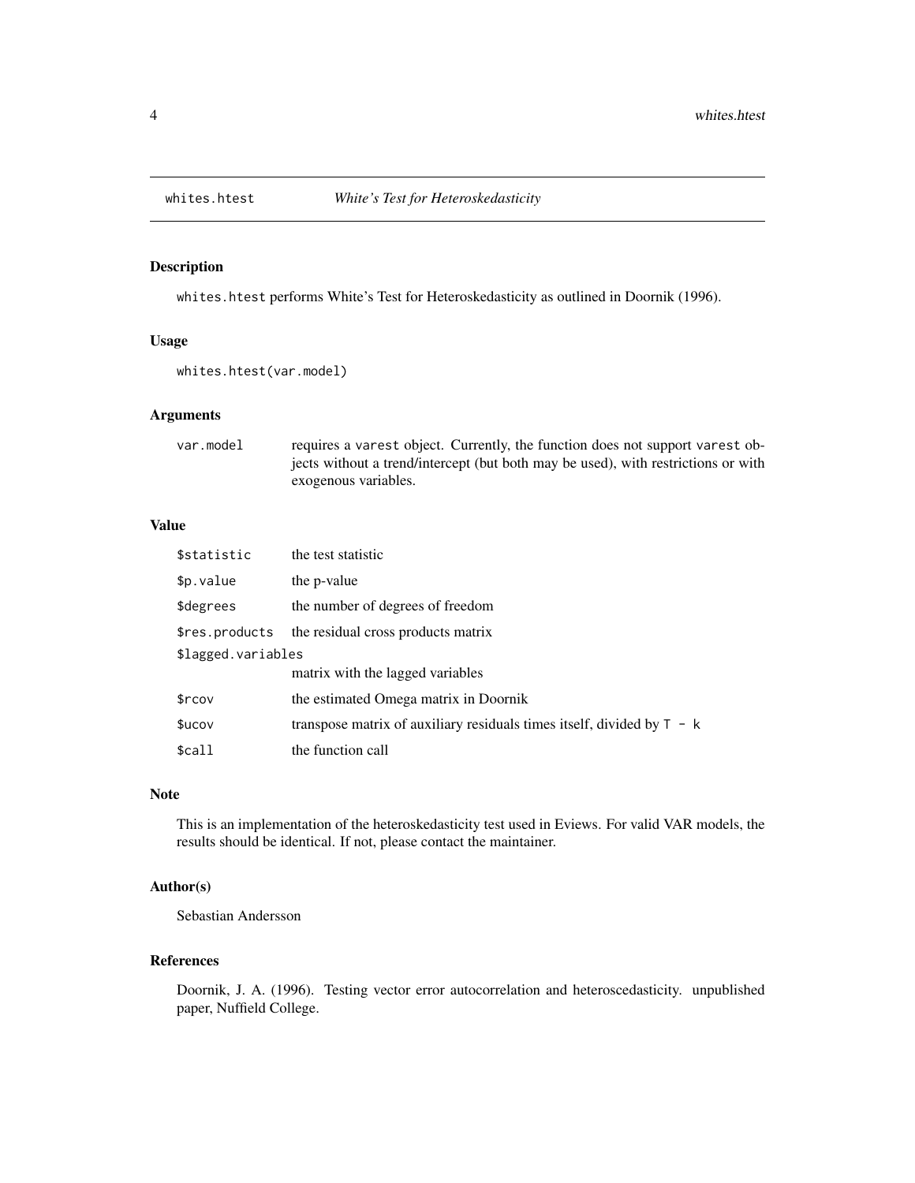whites.htest *White's Test for Heteroskedasticity*

## Description

whites.htest performs White's Test for Heteroskedasticity as outlined in Doornik (1996).

## Usage

```
whites.htest(var.model)
```

## Arguments

| | |
|---|---|
| var.model | requires a varest object. Currently, the function does not support varest objects without a trend/intercept (but both may be used), with restrictions or with exogenous variables. |

## Value

| | |
|---|---|
| $statistic | the test statistic |
| $p.value | the p-value |
| $degrees | the number of degrees of freedom |
| $res.products | the residual cross products matrix |
| $lagged.variables | matrix with the lagged variables |
| $rcov | the estimated Omega matrix in Doornik |
| $ucov | transpose matrix of auxiliary residuals times itself, divided by T - k |
| $call | the function call |

## Note

This is an implementation of the heteroskedasticity test used in Eviews. For valid VAR models, the results should be identical. If not, please contact the maintainer.

## Author(s)

Sebastian Andersson

## References

Doornik, J. A. (1996). Testing vector error autocorrelation and heteroscedasticity. unpublished paper, Nuffield College.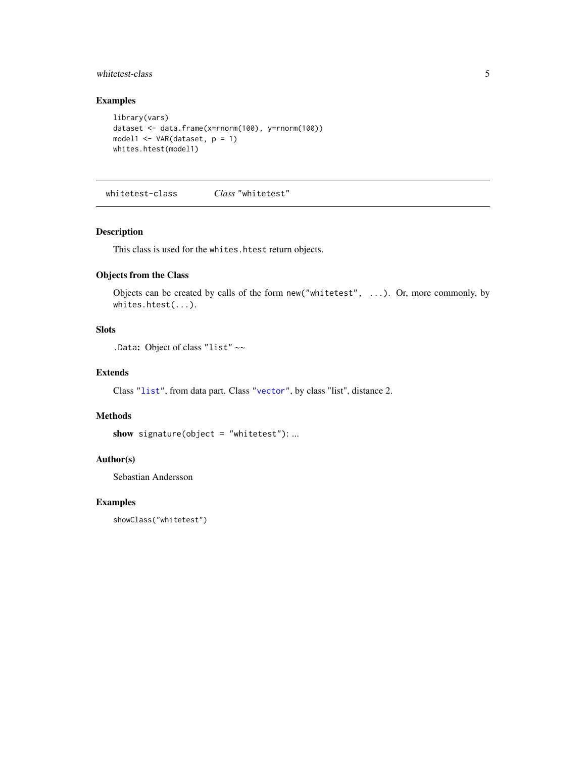## Examples

```
library(vars)
dataset <- data.frame(x=rnorm(100), y=rnorm(100))
model1 <- VAR(dataset, p = 1)
whites.htest(model1)
```

---

# whitetest-class    *Class* "whitetest"

---

## Description

This class is used for the `whites.htest` return objects.

## Objects from the Class

Objects can be created by calls of the form `new("whitetest", ...)`. Or, more commonly, by `whites.htest(...)`.

## Slots

`.Data`**:** Object of class "`list`" ~~

## Extends

Class "`list`", from data part. Class "`vector`", by class "list", distance 2.

## Methods

**show** `signature(object = "whitetest")`: ...

## Author(s)

Sebastian Andersson

## Examples

```
showClass("whitetest")
```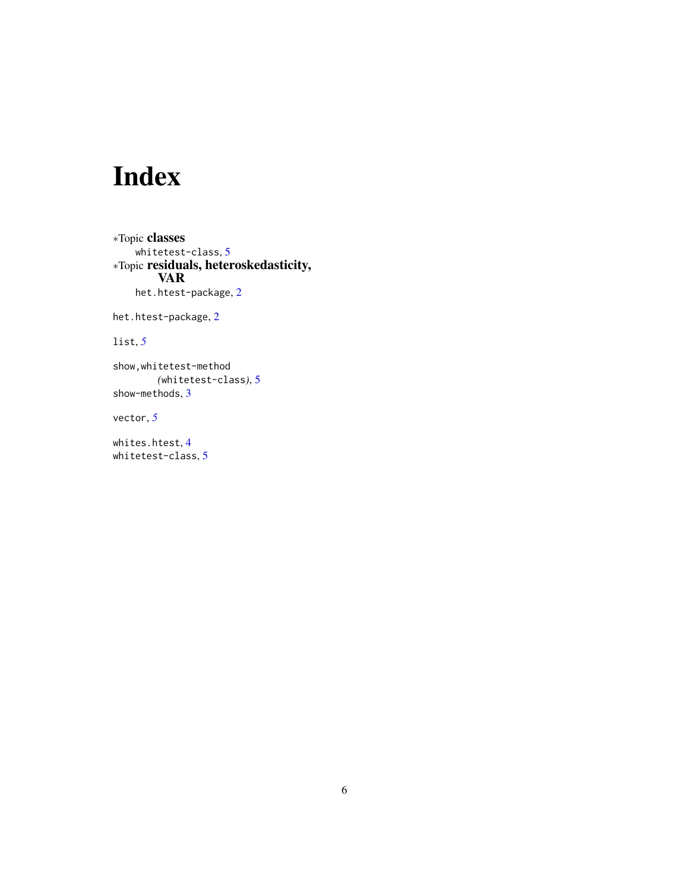# Index

∗Topic **classes**
    `whitetest-class`, 5
∗Topic **residuals, heteroskedasticity, VAR**
    `het.htest-package`, 2

`het.htest-package`, 2

`list`, *5*

`show,whitetest-method`
        *(*`whitetest-class`*)*, 5
`show-methods`, 3

`vector`, *5*

`whites.htest`, 4
`whitetest-class`, 5